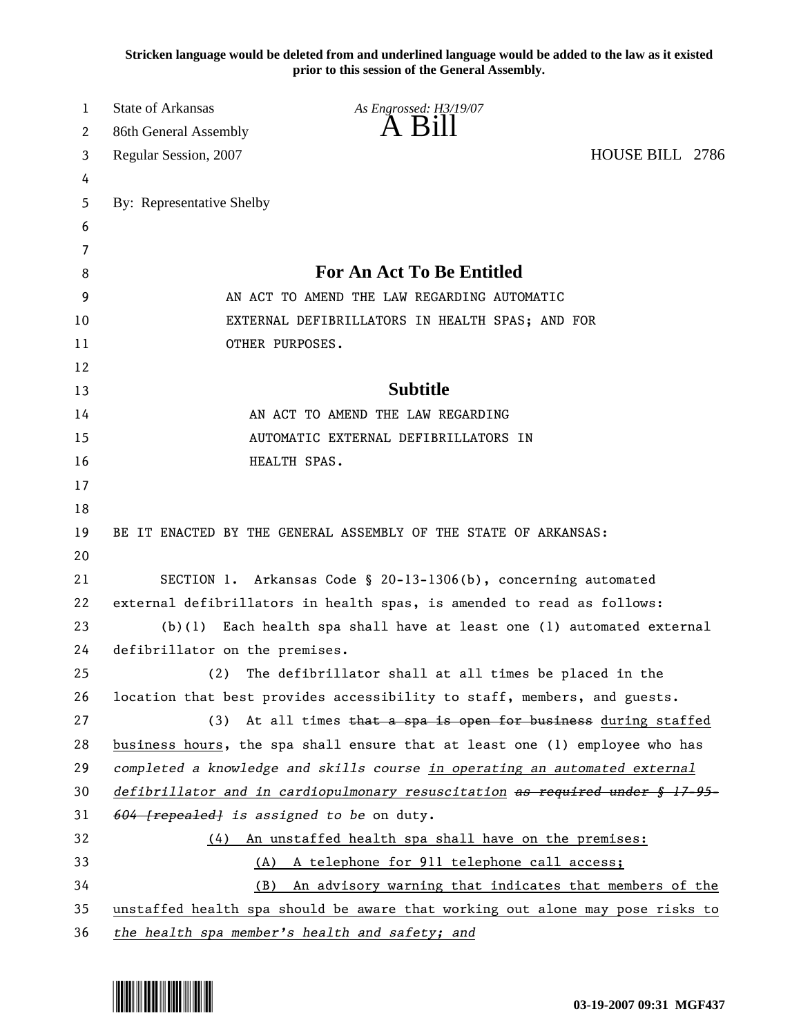**Stricken language would be deleted from and underlined language would be added to the law as it existed prior to this session of the General Assembly.**

State of Arkansas
86th General Assembly
Regular Session, 2007

*As Engrossed: H3/19/07*

# A Bill

HOUSE BILL 2786

By: Representative Shelby

## For An Act To Be Entitled

AN ACT TO AMEND THE LAW REGARDING AUTOMATIC EXTERNAL DEFIBRILLATORS IN HEALTH SPAS; AND FOR OTHER PURPOSES.

## Subtitle

AN ACT TO AMEND THE LAW REGARDING AUTOMATIC EXTERNAL DEFIBRILLATORS IN HEALTH SPAS.

BE IT ENACTED BY THE GENERAL ASSEMBLY OF THE STATE OF ARKANSAS:

SECTION 1. Arkansas Code § 20-13-1306(b), concerning automated external defibrillators in health spas, is amended to read as follows:

(b)(1) Each health spa shall have at least one (1) automated external defibrillator on the premises.

(2) The defibrillator shall at all times be placed in the location that best provides accessibility to staff, members, and guests.

(3) At all times ~~that a spa is open for business~~ <u>during staffed business hours</u>, the spa shall ensure that at least one (1) employee who has *completed a knowledge and skills course* <u>*in operating an automated external defibrillator and in cardiopulmonary resuscitation*</u> ~~*as required under § 17-95-604 [repealed]*~~ *is assigned to be* on duty.

<u>(4) An unstaffed health spa shall have on the premises:</u>

<u>(A) A telephone for 911 telephone call access;</u>

<u>(B) An advisory warning that indicates that members of the unstaffed health spa should be aware that working out alone may pose risks to *the health spa member's health and safety; and*</u>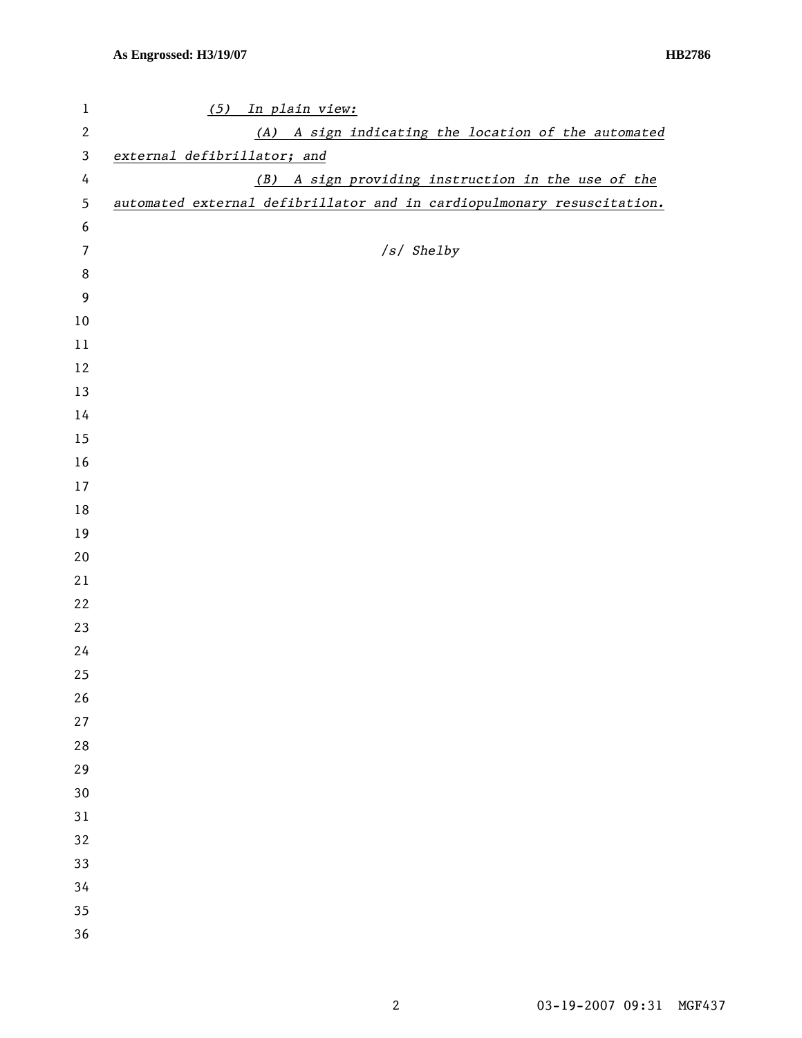*(5) In plain view:*

*(A) A sign indicating the location of the automated external defibrillator; and*

*(B) A sign providing instruction in the use of the automated external defibrillator and in cardiopulmonary resuscitation.*

*/s/ Shelby*